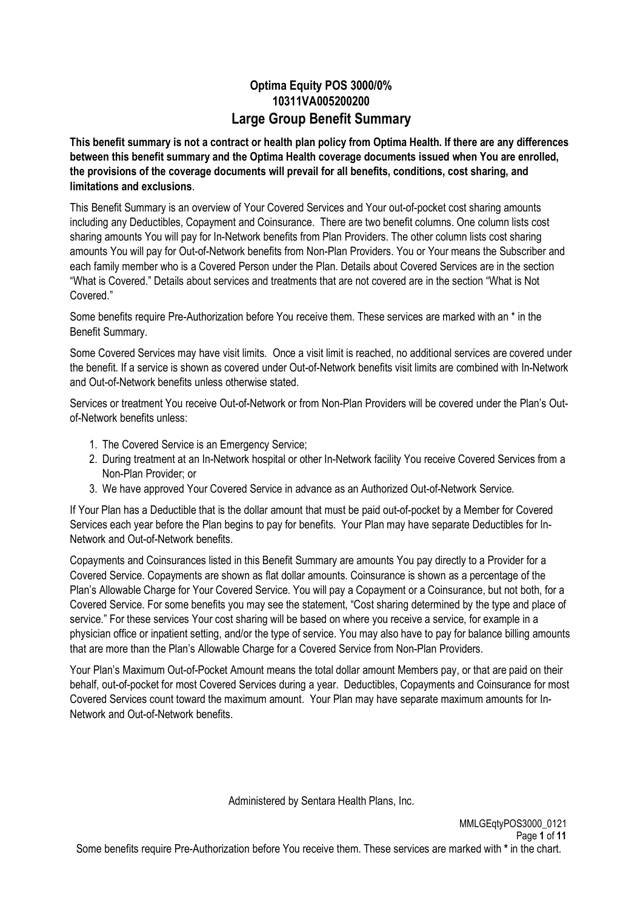# Optima Equity POS 3000/0%
## 10311VA005200200
## Large Group Benefit Summary

**This benefit summary is not a contract or health plan policy from Optima Health. If there are any differences between this benefit summary and the Optima Health coverage documents issued when You are enrolled, the provisions of the coverage documents will prevail for all benefits, conditions, cost sharing, and limitations and exclusions**.

This Benefit Summary is an overview of Your Covered Services and Your out-of-pocket cost sharing amounts including any Deductibles, Copayment and Coinsurance. There are two benefit columns. One column lists cost sharing amounts You will pay for In-Network benefits from Plan Providers. The other column lists cost sharing amounts You will pay for Out-of-Network benefits from Non-Plan Providers. You or Your means the Subscriber and each family member who is a Covered Person under the Plan. Details about Covered Services are in the section "What is Covered." Details about services and treatments that are not covered are in the section "What is Not Covered."

Some benefits require Pre-Authorization before You receive them. These services are marked with an * in the Benefit Summary.

Some Covered Services may have visit limits. Once a visit limit is reached, no additional services are covered under the benefit. If a service is shown as covered under Out-of-Network benefits visit limits are combined with In-Network and Out-of-Network benefits unless otherwise stated.

Services or treatment You receive Out-of-Network or from Non-Plan Providers will be covered under the Plan's Out-of-Network benefits unless:

1. The Covered Service is an Emergency Service;
2. During treatment at an In-Network hospital or other In-Network facility You receive Covered Services from a Non-Plan Provider; or
3. We have approved Your Covered Service in advance as an Authorized Out-of-Network Service.

If Your Plan has a Deductible that is the dollar amount that must be paid out-of-pocket by a Member for Covered Services each year before the Plan begins to pay for benefits. Your Plan may have separate Deductibles for In-Network and Out-of-Network benefits.

Copayments and Coinsurances listed in this Benefit Summary are amounts You pay directly to a Provider for a Covered Service. Copayments are shown as flat dollar amounts. Coinsurance is shown as a percentage of the Plan's Allowable Charge for Your Covered Service. You will pay a Copayment or a Coinsurance, but not both, for a Covered Service. For some benefits you may see the statement, "Cost sharing determined by the type and place of service." For these services Your cost sharing will be based on where you receive a service, for example in a physician office or inpatient setting, and/or the type of service. You may also have to pay for balance billing amounts that are more than the Plan's Allowable Charge for a Covered Service from Non-Plan Providers.

Your Plan's Maximum Out-of-Pocket Amount means the total dollar amount Members pay, or that are paid on their behalf, out-of-pocket for most Covered Services during a year. Deductibles, Copayments and Coinsurance for most Covered Services count toward the maximum amount. Your Plan may have separate maximum amounts for In-Network and Out-of-Network benefits.

Administered by Sentara Health Plans, Inc.

MMLGEqtyPOS3000_0121

Some benefits require Pre-Authorization before You receive them. These services are marked with * in the chart.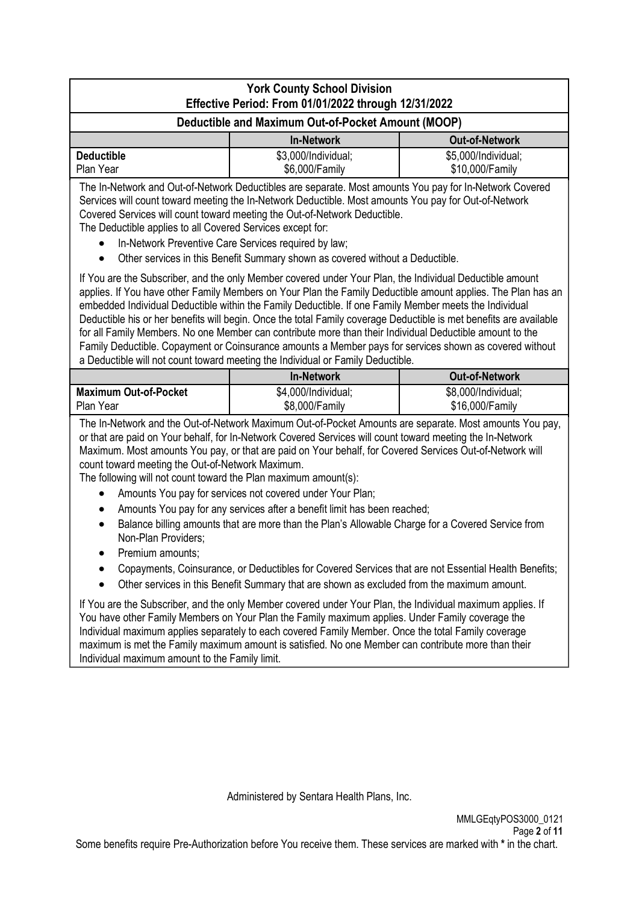## York County School Division
### Effective Period: From 01/01/2022 through 12/31/2022

### Deductible and Maximum Out-of-Pocket Amount (MOOP)

| | In-Network | Out-of-Network |
|---|---|---|
| **Deductible** Plan Year | $3,000/Individual; $6,000/Family | $5,000/Individual; $10,000/Family |

The In-Network and Out-of-Network Deductibles are separate. Most amounts You pay for In-Network Covered Services will count toward meeting the In-Network Deductible. Most amounts You pay for Out-of-Network Covered Services will count toward meeting the Out-of-Network Deductible.

The Deductible applies to all Covered Services except for:

- In-Network Preventive Care Services required by law;
- Other services in this Benefit Summary shown as covered without a Deductible.

If You are the Subscriber, and the only Member covered under Your Plan, the Individual Deductible amount applies. If You have other Family Members on Your Plan the Family Deductible amount applies. The Plan has an embedded Individual Deductible within the Family Deductible. If one Family Member meets the Individual Deductible his or her benefits will begin. Once the total Family coverage Deductible is met benefits are available for all Family Members. No one Member can contribute more than their Individual Deductible amount to the Family Deductible. Copayment or Coinsurance amounts a Member pays for services shown as covered without a Deductible will not count toward meeting the Individual or Family Deductible.

| | In-Network | Out-of-Network |
|---|---|---|
| **Maximum Out-of-Pocket** Plan Year | $4,000/Individual; $8,000/Family | $8,000/Individual; $16,000/Family |

The In-Network and the Out-of-Network Maximum Out-of-Pocket Amounts are separate. Most amounts You pay, or that are paid on Your behalf, for In-Network Covered Services will count toward meeting the In-Network Maximum. Most amounts You pay, or that are paid on Your behalf, for Covered Services Out-of-Network will count toward meeting the Out-of-Network Maximum.

The following will not count toward the Plan maximum amount(s):

- Amounts You pay for services not covered under Your Plan;
- Amounts You pay for any services after a benefit limit has been reached;
- Balance billing amounts that are more than the Plan's Allowable Charge for a Covered Service from Non-Plan Providers;
- Premium amounts;
- Copayments, Coinsurance, or Deductibles for Covered Services that are not Essential Health Benefits;
- Other services in this Benefit Summary that are shown as excluded from the maximum amount.

If You are the Subscriber, and the only Member covered under Your Plan, the Individual maximum applies. If You have other Family Members on Your Plan the Family maximum applies. Under Family coverage the Individual maximum applies separately to each covered Family Member. Once the total Family coverage maximum is met the Family maximum amount is satisfied. No one Member can contribute more than their Individual maximum amount to the Family limit.

Administered by Sentara Health Plans, Inc.

MMLGEqtyPOS3000_0121

Some benefits require Pre-Authorization before You receive them. These services are marked with * in the chart.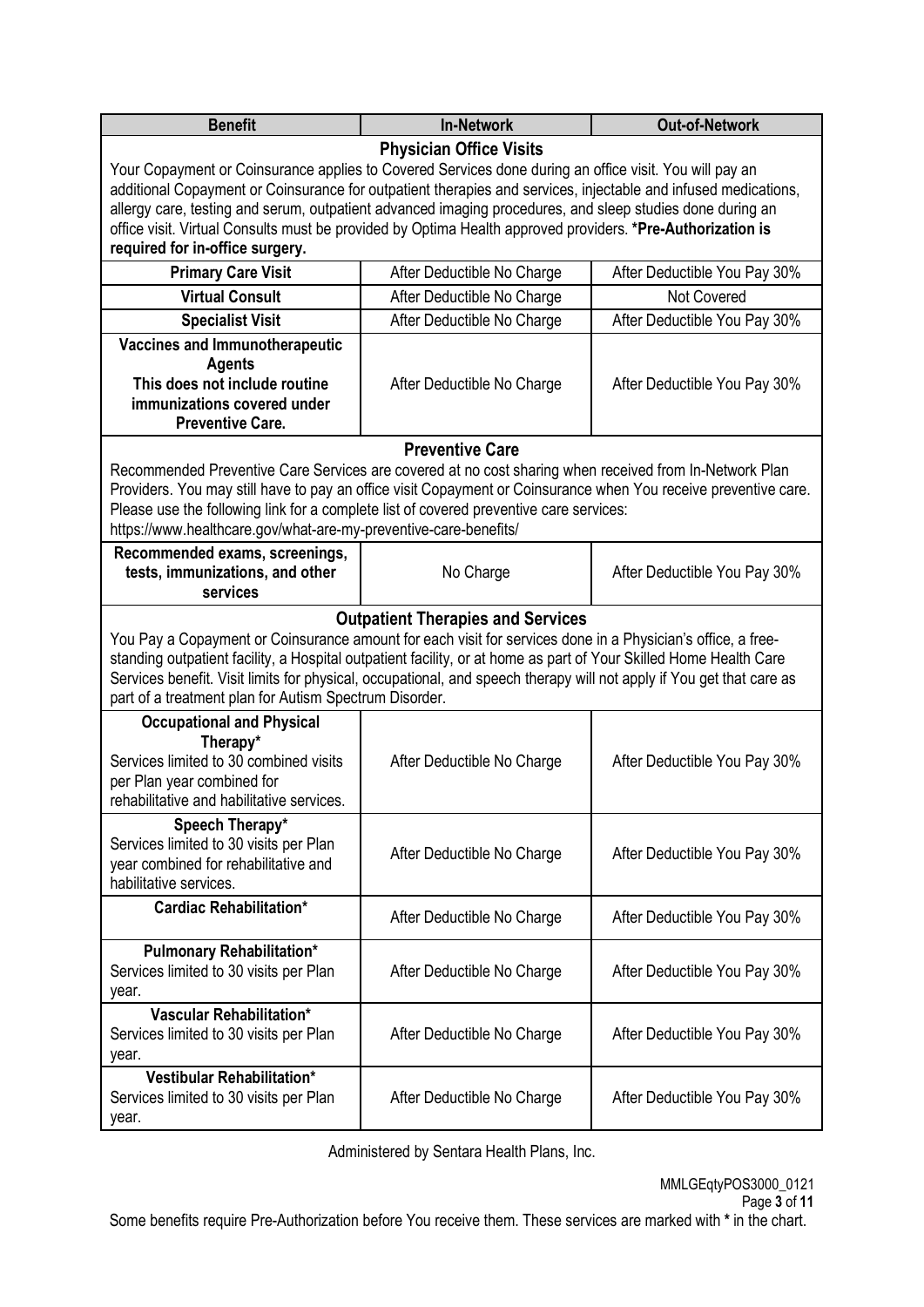| Benefit | In-Network | Out-of-Network |
|---|---|---|
| **Physician Office Visits** | | |
| Your Copayment or Coinsurance applies to Covered Services done during an office visit. You will pay an additional Copayment or Coinsurance for outpatient therapies and services, injectable and infused medications, allergy care, testing and serum, outpatient advanced imaging procedures, and sleep studies done during an office visit. Virtual Consults must be provided by Optima Health approved providers. **\*Pre-Authorization is required for in-office surgery.** | | |
| **Primary Care Visit** | After Deductible No Charge | After Deductible You Pay 30% |
| **Virtual Consult** | After Deductible No Charge | Not Covered |
| **Specialist Visit** | After Deductible No Charge | After Deductible You Pay 30% |
| **Vaccines and Immunotherapeutic Agents** **This does not include routine immunizations covered under Preventive Care.** | After Deductible No Charge | After Deductible You Pay 30% |
| **Preventive Care** | | |
| Recommended Preventive Care Services are covered at no cost sharing when received from In-Network Plan Providers. You may still have to pay an office visit Copayment or Coinsurance when You receive preventive care. Please use the following link for a complete list of covered preventive care services: https://www.healthcare.gov/what-are-my-preventive-care-benefits/ | | |
| **Recommended exams, screenings, tests, immunizations, and other services** | No Charge | After Deductible You Pay 30% |
| **Outpatient Therapies and Services** | | |
| You Pay a Copayment or Coinsurance amount for each visit for services done in a Physician's office, a free-standing outpatient facility, a Hospital outpatient facility, or at home as part of Your Skilled Home Health Care Services benefit. Visit limits for physical, occupational, and speech therapy will not apply if You get that care as part of a treatment plan for Autism Spectrum Disorder. | | |
| **Occupational and Physical Therapy\*** Services limited to 30 combined visits per Plan year combined for rehabilitative and habilitative services. | After Deductible No Charge | After Deductible You Pay 30% |
| **Speech Therapy\*** Services limited to 30 visits per Plan year combined for rehabilitative and habilitative services. | After Deductible No Charge | After Deductible You Pay 30% |
| **Cardiac Rehabilitation\*** | After Deductible No Charge | After Deductible You Pay 30% |
| **Pulmonary Rehabilitation\*** Services limited to 30 visits per Plan year. | After Deductible No Charge | After Deductible You Pay 30% |
| **Vascular Rehabilitation\*** Services limited to 30 visits per Plan year. | After Deductible No Charge | After Deductible You Pay 30% |
| **Vestibular Rehabilitation\*** Services limited to 30 visits per Plan year. | After Deductible No Charge | After Deductible You Pay 30% |

Administered by Sentara Health Plans, Inc.

MMLGEqtyPOS3000_0121

Some benefits require Pre-Authorization before You receive them. These services are marked with **\*** in the chart.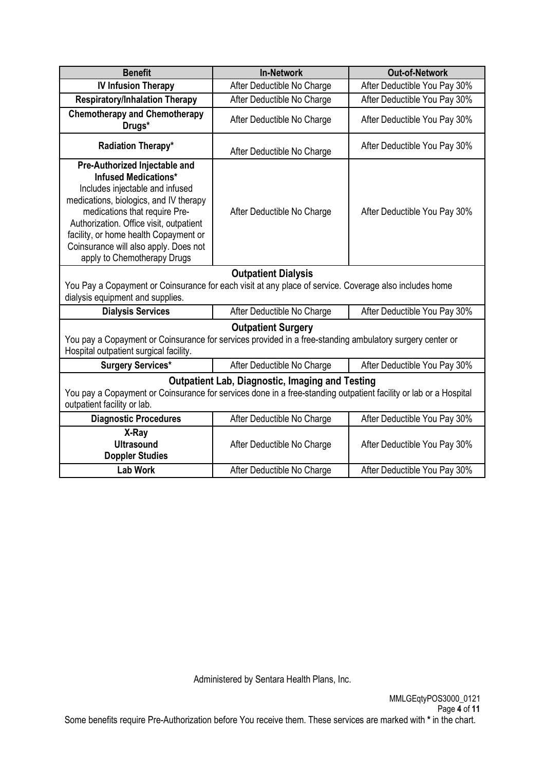| Benefit | In-Network | Out-of-Network |
| --- | --- | --- |
| **IV Infusion Therapy** | After Deductible No Charge | After Deductible You Pay 30% |
| **Respiratory/Inhalation Therapy** | After Deductible No Charge | After Deductible You Pay 30% |
| **Chemotherapy and Chemotherapy Drugs*** | After Deductible No Charge | After Deductible You Pay 30% |
| **Radiation Therapy*** | After Deductible No Charge | After Deductible You Pay 30% |
| **Pre-Authorized Injectable and Infused Medications*** Includes injectable and infused medications, biologics, and IV therapy medications that require Pre-Authorization. Office visit, outpatient facility, or home health Copayment or Coinsurance will also apply. Does not apply to Chemotherapy Drugs | After Deductible No Charge | After Deductible You Pay 30% |
| **Outpatient Dialysis** You Pay a Copayment or Coinsurance for each visit at any place of service. Coverage also includes home dialysis equipment and supplies. | | |
| **Dialysis Services** | After Deductible No Charge | After Deductible You Pay 30% |
| **Outpatient Surgery** You pay a Copayment or Coinsurance for services provided in a free-standing ambulatory surgery center or Hospital outpatient surgical facility. | | |
| **Surgery Services*** | After Deductible No Charge | After Deductible You Pay 30% |
| **Outpatient Lab, Diagnostic, Imaging and Testing** You pay a Copayment or Coinsurance for services done in a free-standing outpatient facility or lab or a Hospital outpatient facility or lab. | | |
| **Diagnostic Procedures** | After Deductible No Charge | After Deductible You Pay 30% |
| **X-Ray** **Ultrasound** **Doppler Studies** | After Deductible No Charge | After Deductible You Pay 30% |
| **Lab Work** | After Deductible No Charge | After Deductible You Pay 30% |

Administered by Sentara Health Plans, Inc.

MMLGEqtyPOS3000_0121

Some benefits require Pre-Authorization before You receive them. These services are marked with * in the chart.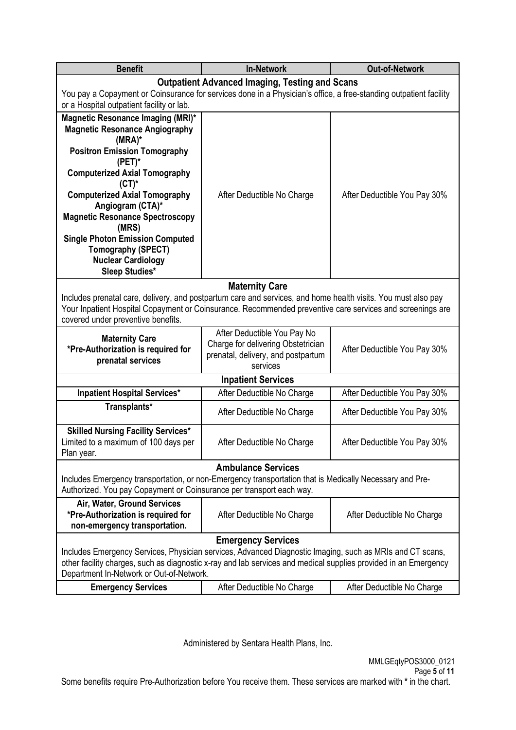| Benefit | In-Network | Out-of-Network |
|---|---|---|
| **Outpatient Advanced Imaging, Testing and Scans** | | |
| You pay a Copayment or Coinsurance for services done in a Physician's office, a free-standing outpatient facility or a Hospital outpatient facility or lab. | | |
| **Magnetic Resonance Imaging (MRI)*** <br> **Magnetic Resonance Angiography (MRA)*** <br> **Positron Emission Tomography (PET)*** <br> **Computerized Axial Tomography (CT)*** <br> **Computerized Axial Tomography Angiogram (CTA)*** <br> **Magnetic Resonance Spectroscopy (MRS)** <br> **Single Photon Emission Computed Tomography (SPECT)** <br> **Nuclear Cardiology** <br> **Sleep Studies*** | After Deductible No Charge | After Deductible You Pay 30% |
| **Maternity Care** | | |
| Includes prenatal care, delivery, and postpartum care and services, and home health visits. You must also pay Your Inpatient Hospital Copayment or Coinsurance. Recommended preventive care services and screenings are covered under preventive benefits. | | |
| **Maternity Care** <br> ***Pre-Authorization is required for prenatal services** | After Deductible You Pay No Charge for delivering Obstetrician prenatal, delivery, and postpartum services | After Deductible You Pay 30% |
| **Inpatient Services** | | |
| **Inpatient Hospital Services*** | After Deductible No Charge | After Deductible You Pay 30% |
| **Transplants*** | After Deductible No Charge | After Deductible You Pay 30% |
| **Skilled Nursing Facility Services*** <br> Limited to a maximum of 100 days per Plan year. | After Deductible No Charge | After Deductible You Pay 30% |
| **Ambulance Services** | | |
| Includes Emergency transportation, or non-Emergency transportation that is Medically Necessary and Pre-Authorized. You pay Copayment or Coinsurance per transport each way. | | |
| **Air, Water, Ground Services** <br> ***Pre-Authorization is required for non-emergency transportation.** | After Deductible No Charge | After Deductible No Charge |
| **Emergency Services** | | |
| Includes Emergency Services, Physician services, Advanced Diagnostic Imaging, such as MRIs and CT scans, other facility charges, such as diagnostic x-ray and lab services and medical supplies provided in an Emergency Department In-Network or Out-of-Network. | | |
| **Emergency Services** | After Deductible No Charge | After Deductible No Charge |

Administered by Sentara Health Plans, Inc.

MMLGEqtyPOS3000_0121

Some benefits require Pre-Authorization before You receive them. These services are marked with * in the chart.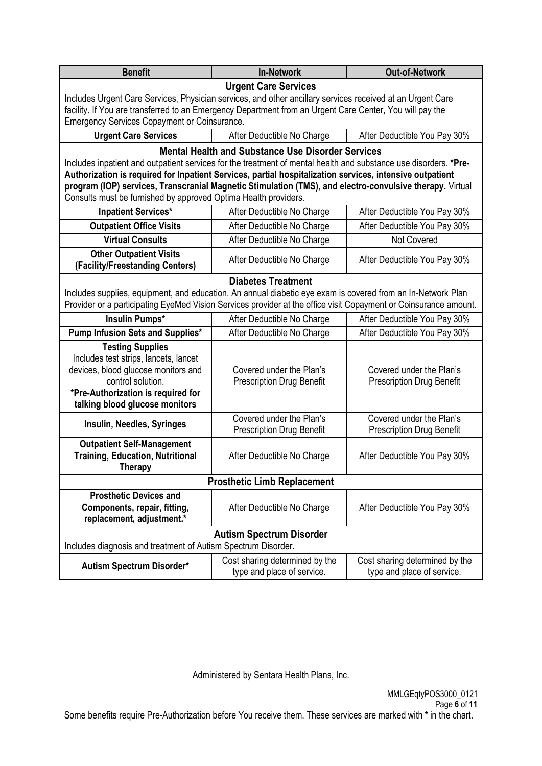| Benefit | In-Network | Out-of-Network |
|---|---|---|
| **Urgent Care Services** Includes Urgent Care Services, Physician services, and other ancillary services received at an Urgent Care facility. If You are transferred to an Emergency Department from an Urgent Care Center, You will pay the Emergency Services Copayment or Coinsurance. | | |
| **Urgent Care Services** | After Deductible No Charge | After Deductible You Pay 30% |
| **Mental Health and Substance Use Disorder Services** Includes inpatient and outpatient services for the treatment of mental health and substance use disorders. **\*Pre-Authorization is required for Inpatient Services, partial hospitalization services, intensive outpatient program (IOP) services, Transcranial Magnetic Stimulation (TMS), and electro-convulsive therapy.** Virtual Consults must be furnished by approved Optima Health providers. | | |
| **Inpatient Services*** | After Deductible No Charge | After Deductible You Pay 30% |
| **Outpatient Office Visits** | After Deductible No Charge | After Deductible You Pay 30% |
| **Virtual Consults** | After Deductible No Charge | Not Covered |
| **Other Outpatient Visits (Facility/Freestanding Centers)** | After Deductible No Charge | After Deductible You Pay 30% |
| **Diabetes Treatment** Includes supplies, equipment, and education. An annual diabetic eye exam is covered from an In-Network Plan Provider or a participating EyeMed Vision Services provider at the office visit Copayment or Coinsurance amount. | | |
| **Insulin Pumps*** | After Deductible No Charge | After Deductible You Pay 30% |
| **Pump Infusion Sets and Supplies*** | After Deductible No Charge | After Deductible You Pay 30% |
| **Testing Supplies** Includes test strips, lancets, lancet devices, blood glucose monitors and control solution. **\*Pre-Authorization is required for talking blood glucose monitors** | Covered under the Plan's Prescription Drug Benefit | Covered under the Plan's Prescription Drug Benefit |
| **Insulin, Needles, Syringes** | Covered under the Plan's Prescription Drug Benefit | Covered under the Plan's Prescription Drug Benefit |
| **Outpatient Self-Management Training, Education, Nutritional Therapy** | After Deductible No Charge | After Deductible You Pay 30% |
| **Prosthetic Limb Replacement** | | |
| **Prosthetic Devices and Components, repair, fitting, replacement, adjustment.*** | After Deductible No Charge | After Deductible You Pay 30% |
| **Autism Spectrum Disorder** Includes diagnosis and treatment of Autism Spectrum Disorder. | | |
| **Autism Spectrum Disorder*** | Cost sharing determined by the type and place of service. | Cost sharing determined by the type and place of service. |

Administered by Sentara Health Plans, Inc.

MMLGEqtyPOS3000_0121

Some benefits require Pre-Authorization before You receive them. These services are marked with **\*** in the chart.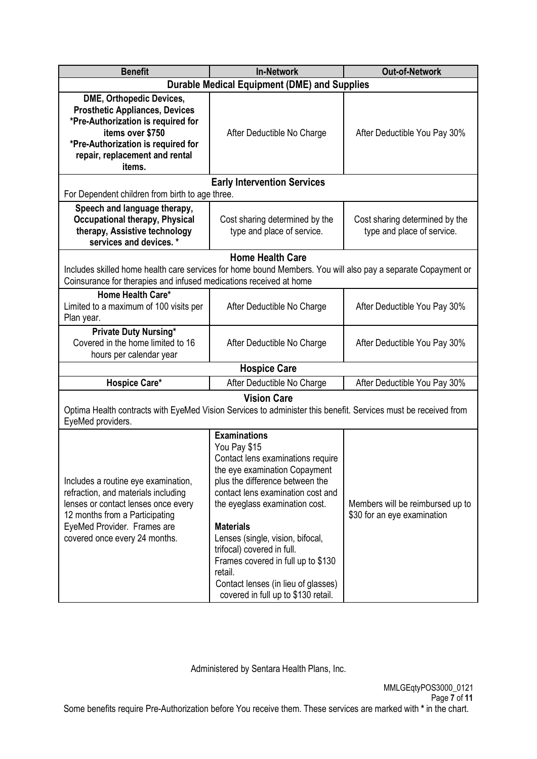| Benefit | In-Network | Out-of-Network |
|---|---|---|
| **Durable Medical Equipment (DME) and Supplies** | | |
| **DME, Orthopedic Devices, Prosthetic Appliances, Devices** **\*Pre-Authorization is required for items over $750** **\*Pre-Authorization is required for repair, replacement and rental items.** | After Deductible No Charge | After Deductible You Pay 30% |
| **Early Intervention Services** For Dependent children from birth to age three. | | |
| **Speech and language therapy, Occupational therapy, Physical therapy, Assistive technology services and devices. \*** | Cost sharing determined by the type and place of service. | Cost sharing determined by the type and place of service. |
| **Home Health Care** Includes skilled home health care services for home bound Members. You will also pay a separate Copayment or Coinsurance for therapies and infused medications received at home | | |
| **Home Health Care\*** Limited to a maximum of 100 visits per Plan year. | After Deductible No Charge | After Deductible You Pay 30% |
| **Private Duty Nursing\*** Covered in the home limited to 16 hours per calendar year | After Deductible No Charge | After Deductible You Pay 30% |
| **Hospice Care** | | |
| **Hospice Care\*** | After Deductible No Charge | After Deductible You Pay 30% |
| **Vision Care** Optima Health contracts with EyeMed Vision Services to administer this benefit. Services must be received from EyeMed providers. | | |
| Includes a routine eye examination, refraction, and materials including lenses or contact lenses once every 12 months from a Participating EyeMed Provider. Frames are covered once every 24 months. | **Examinations** You Pay $15 Contact lens examinations require the eye examination Copayment plus the difference between the contact lens examination cost and the eyeglass examination cost. **Materials** Lenses (single, vision, bifocal, trifocal) covered in full. Frames covered in full up to $130 retail. Contact lenses (in lieu of glasses) covered in full up to $130 retail. | Members will be reimbursed up to $30 for an eye examination |

Administered by Sentara Health Plans, Inc.

MMLGEqtyPOS3000_0121

Some benefits require Pre-Authorization before You receive them. These services are marked with **\*** in the chart.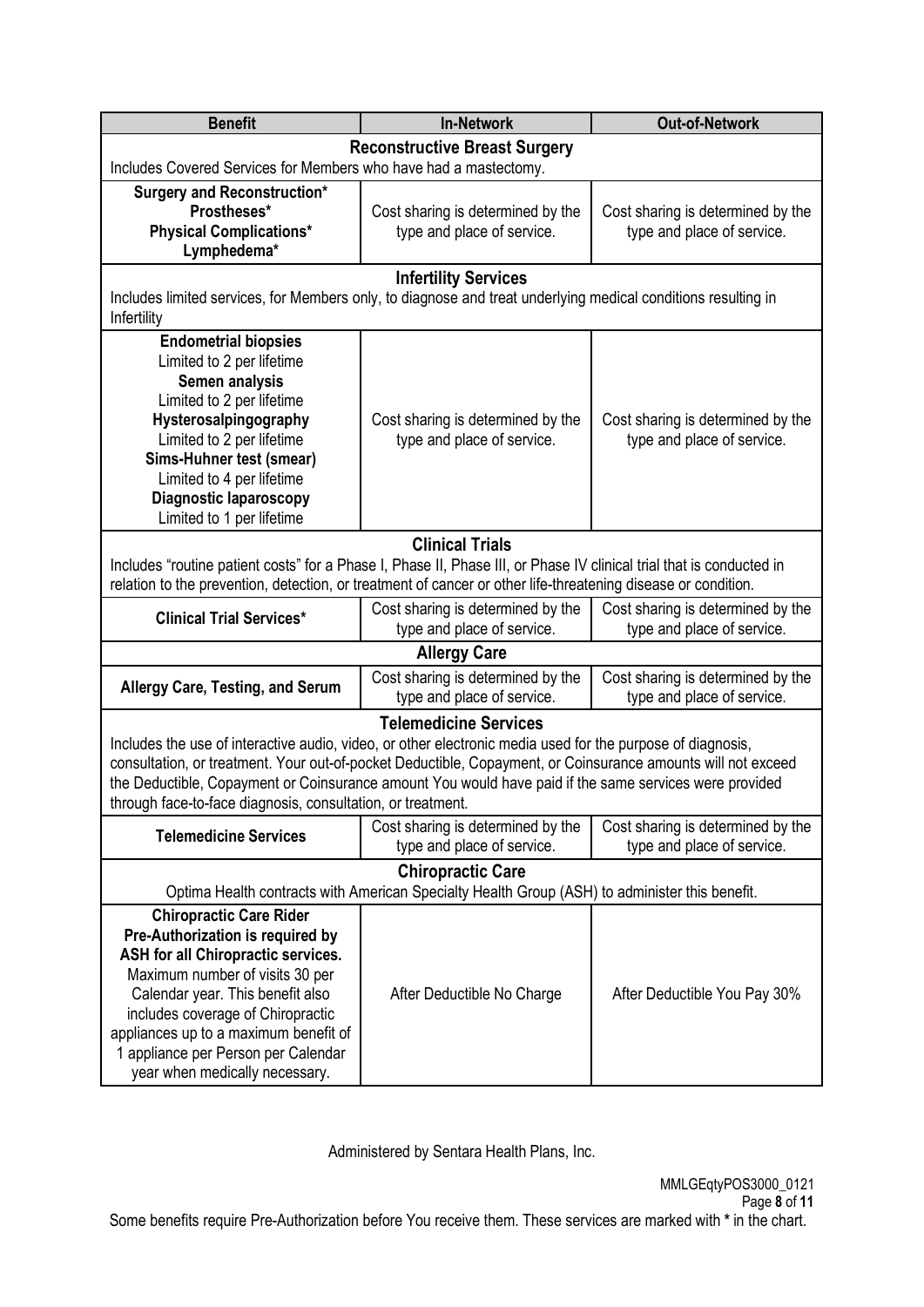| Benefit | In-Network | Out-of-Network |
| --- | --- | --- |
| **Reconstructive Breast Surgery**<br>Includes Covered Services for Members who have had a mastectomy. | | |
| **Surgery and Reconstruction***<br>**Prostheses***<br>**Physical Complications***<br>**Lymphedema*** | Cost sharing is determined by the type and place of service. | Cost sharing is determined by the type and place of service. |
| **Infertility Services**<br>Includes limited services, for Members only, to diagnose and treat underlying medical conditions resulting in Infertility | | |
| **Endometrial biopsies**<br>Limited to 2 per lifetime<br>**Semen analysis**<br>Limited to 2 per lifetime<br>**Hysterosalpingography**<br>Limited to 2 per lifetime<br>**Sims-Huhner test (smear)**<br>Limited to 4 per lifetime<br>**Diagnostic laparoscopy**<br>Limited to 1 per lifetime | Cost sharing is determined by the type and place of service. | Cost sharing is determined by the type and place of service. |
| **Clinical Trials**<br>Includes "routine patient costs" for a Phase I, Phase II, Phase III, or Phase IV clinical trial that is conducted in relation to the prevention, detection, or treatment of cancer or other life-threatening disease or condition. | | |
| **Clinical Trial Services*** | Cost sharing is determined by the type and place of service. | Cost sharing is determined by the type and place of service. |
| **Allergy Care** | | |
| **Allergy Care, Testing, and Serum** | Cost sharing is determined by the type and place of service. | Cost sharing is determined by the type and place of service. |
| **Telemedicine Services**<br>Includes the use of interactive audio, video, or other electronic media used for the purpose of diagnosis, consultation, or treatment. Your out-of-pocket Deductible, Copayment, or Coinsurance amounts will not exceed the Deductible, Copayment or Coinsurance amount You would have paid if the same services were provided through face-to-face diagnosis, consultation, or treatment. | | |
| **Telemedicine Services** | Cost sharing is determined by the type and place of service. | Cost sharing is determined by the type and place of service. |
| **Chiropractic Care**<br>Optima Health contracts with American Specialty Health Group (ASH) to administer this benefit. | | |
| **Chiropractic Care Rider**<br>**Pre-Authorization is required by ASH for all Chiropractic services.**<br>Maximum number of visits 30 per Calendar year. This benefit also includes coverage of Chiropractic appliances up to a maximum benefit of 1 appliance per Person per Calendar year when medically necessary. | After Deductible No Charge | After Deductible You Pay 30% |

Administered by Sentara Health Plans, Inc.

MMLGEqtyPOS3000_0121

Some benefits require Pre-Authorization before You receive them. These services are marked with * in the chart.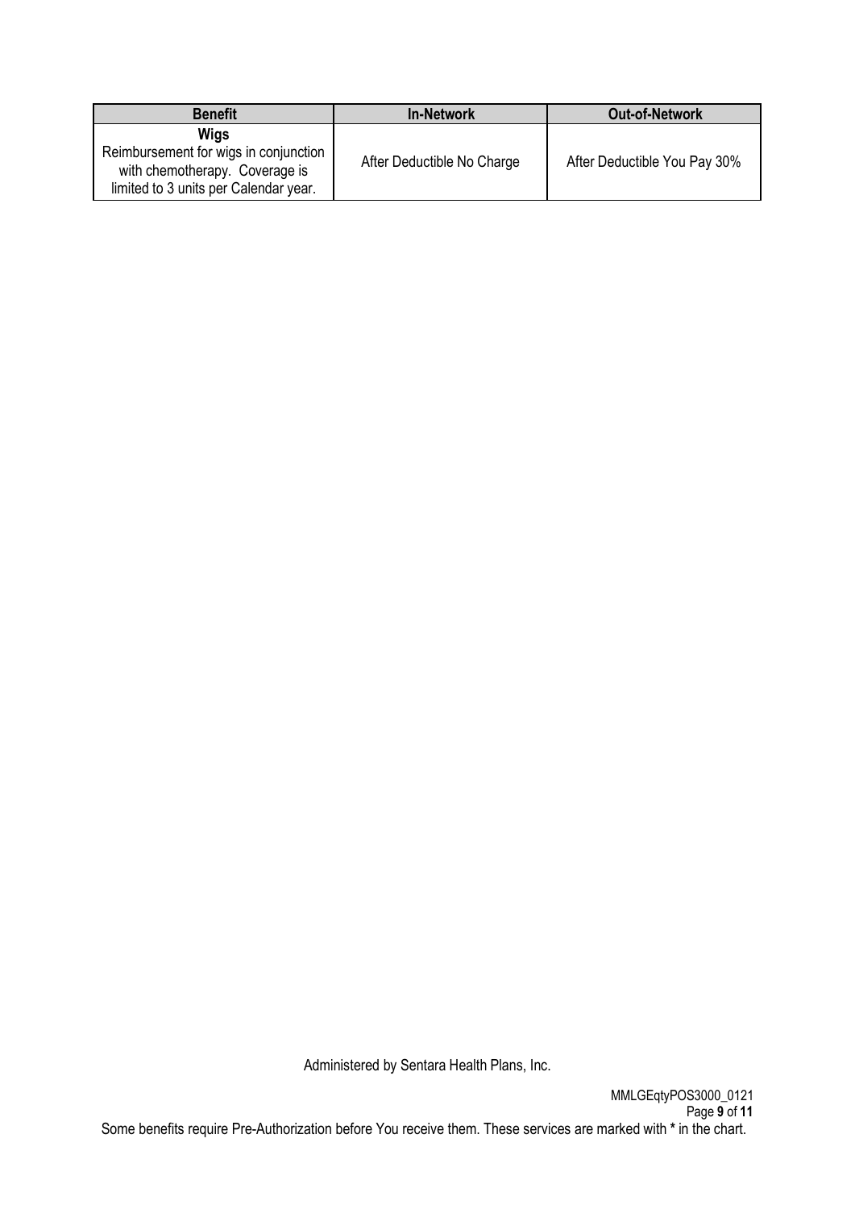| Benefit | In-Network | Out-of-Network |
| --- | --- | --- |
| **Wigs**<br>Reimbursement for wigs in conjunction with chemotherapy. Coverage is limited to 3 units per Calendar year. | After Deductible No Charge | After Deductible You Pay 30% |

Administered by Sentara Health Plans, Inc.

MMLGEqtyPOS3000_0121

Some benefits require Pre-Authorization before You receive them. These services are marked with * in the chart.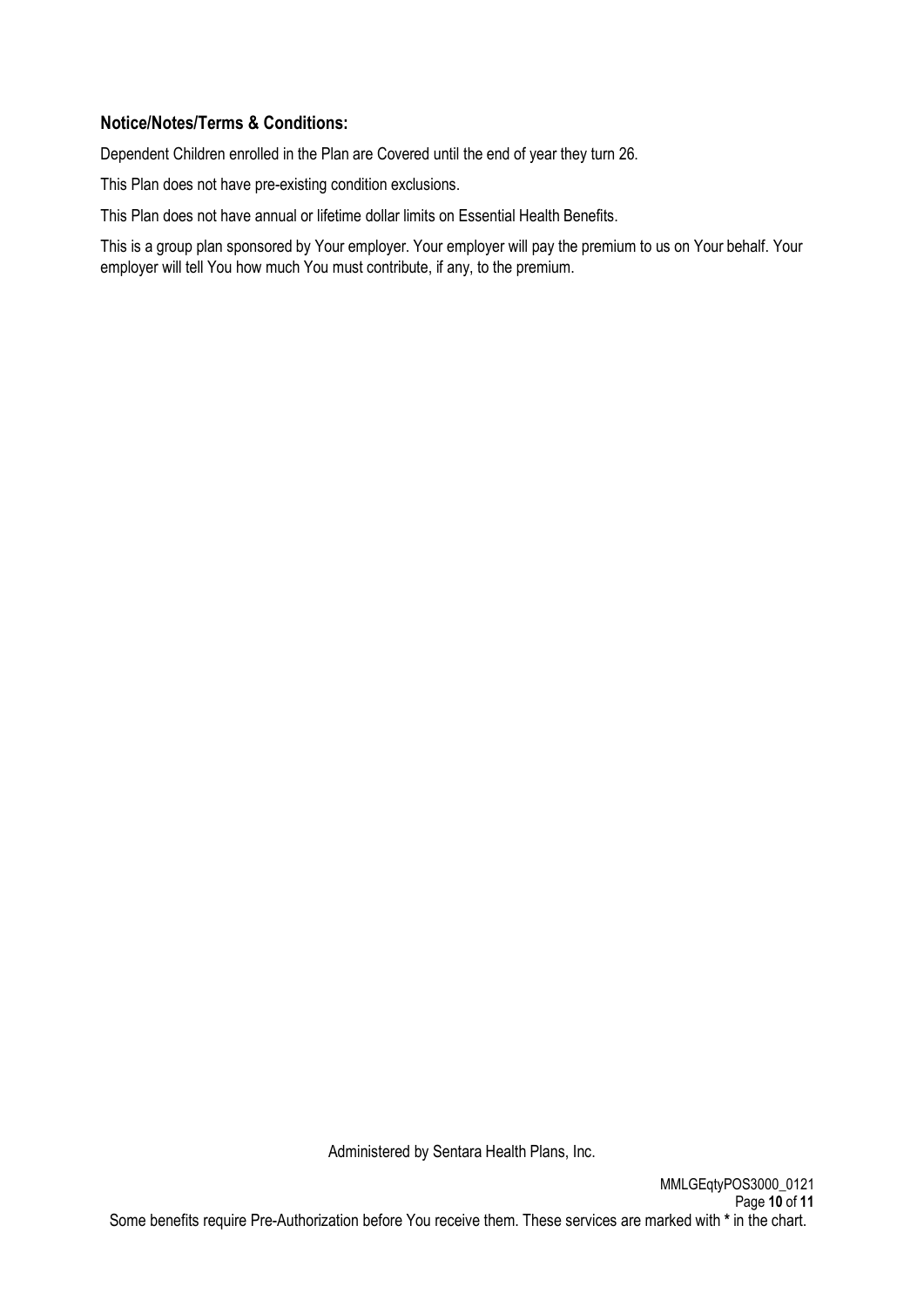**Notice/Notes/Terms & Conditions:**

Dependent Children enrolled in the Plan are Covered until the end of year they turn 26.

This Plan does not have pre-existing condition exclusions.

This Plan does not have annual or lifetime dollar limits on Essential Health Benefits.

This is a group plan sponsored by Your employer. Your employer will pay the premium to us on Your behalf. Your employer will tell You how much You must contribute, if any, to the premium.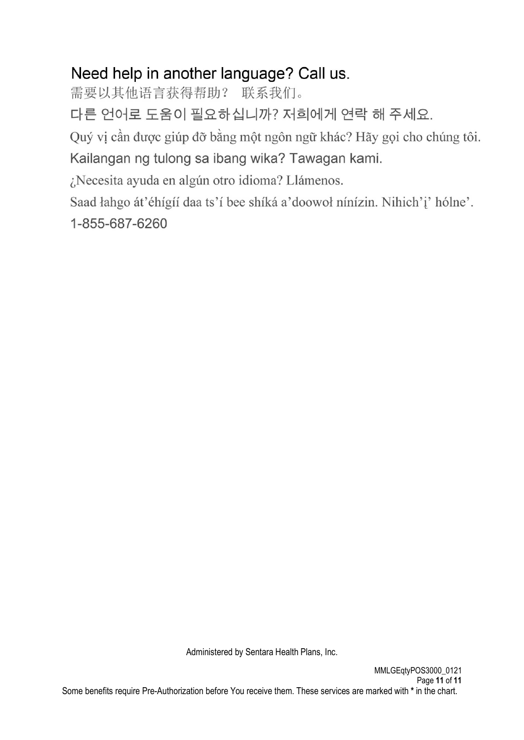## Need help in another language? Call us.

需要以其他语言获得帮助？ 联系我们。

다른 언어로 도움이 필요하십니까? 저희에게 연락 해 주세요.

Quý vị cần được giúp đỡ bằng một ngôn ngữ khác? Hãy gọi cho chúng tôi.

Kailangan ng tulong sa ibang wika? Tawagan kami.

¿Necesita ayuda en algún otro idioma? Llámenos.

Saad łahgo át'éhígíí daa ts'í bee shíká a'doowoł nínízin. Nihich'į' hólne'.

1-855-687-6260

Administered by Sentara Health Plans, Inc.

MMLGEqtyPOS3000_0121

Some benefits require Pre-Authorization before You receive them. These services are marked with * in the chart.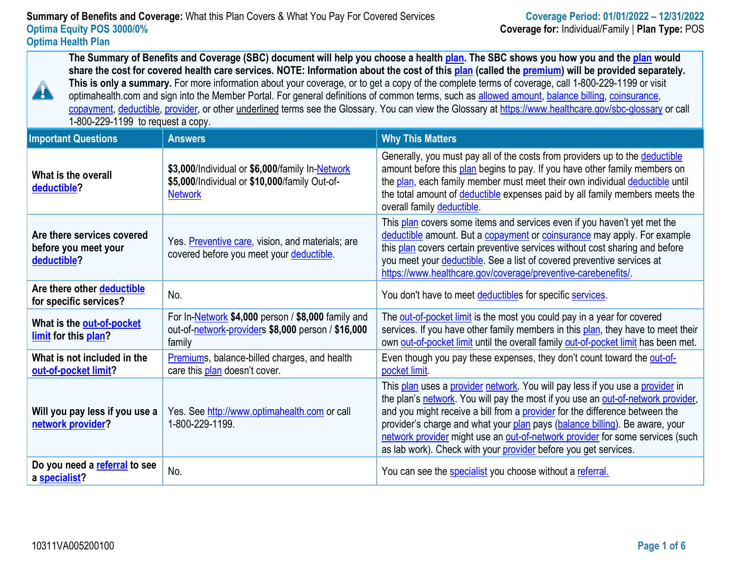**Summary of Benefits and Coverage:** What this Plan Covers & What You Pay For Covered Services
**Coverage Period: 01/01/2022 – 12/31/2022**
**Optima Equity POS 3000/0%**
**Coverage for:** Individual/Family | **Plan Type:** POS
**Optima Health Plan**

**The Summary of Benefits and Coverage (SBC) document will help you choose a health plan. The SBC shows you how you and the plan would share the cost for covered health care services. NOTE: Information about the cost of this plan (called the premium) will be provided separately. This is only a summary.** For more information about your coverage, or to get a copy of the complete terms of coverage, call 1-800-229-1199 or visit optimahealth.com and sign into the Member Portal. For general definitions of common terms, such as allowed amount, balance billing, coinsurance, copayment, deductible, provider, or other underlined terms see the Glossary. You can view the Glossary at https://www.healthcare.gov/sbc-glossary or call 1-800-229-1199 to request a copy.

| Important Questions | Answers | Why This Matters |
|---|---|---|
| **What is the overall deductible?** | **$3,000**/Individual or **$6,000**/family In-Network **$5,000**/Individual or **$10,000**/family Out-of-Network | Generally, you must pay all of the costs from providers up to the deductible amount before this plan begins to pay. If you have other family members on the plan, each family member must meet their own individual deductible until the total amount of deductible expenses paid by all family members meets the overall family deductible. |
| **Are there services covered before you meet your deductible?** | Yes. Preventive care, vision, and materials; are covered before you meet your deductible. | This plan covers some items and services even if you haven't yet met the deductible amount. But a copayment or coinsurance may apply. For example this plan covers certain preventive services without cost sharing and before you meet your deductible. See a list of covered preventive services at https://www.healthcare.gov/coverage/preventive-carebenefits/. |
| **Are there other deductible for specific services?** | No. | You don't have to meet deductibles for specific services. |
| **What is the out-of-pocket limit for this plan?** | For In-Network **$4,000** person / **$8,000** family and out-of-network-providers **$8,000** person / **$16,000** family | The out-of-pocket limit is the most you could pay in a year for covered services. If you have other family members in this plan, they have to meet their own out-of-pocket limit until the overall family out-of-pocket limit has been met. |
| **What is not included in the out-of-pocket limit?** | Premiums, balance-billed charges, and health care this plan doesn't cover. | Even though you pay these expenses, they don't count toward the out-of-pocket limit. |
| **Will you pay less if you use a network provider?** | Yes. See http://www.optimahealth.com or call 1-800-229-1199. | This plan uses a provider network. You will pay less if you use a provider in the plan's network. You will pay the most if you use an out-of-network provider, and you might receive a bill from a provider for the difference between the provider's charge and what your plan pays (balance billing). Be aware, your network provider might use an out-of-network provider for some services (such as lab work). Check with your provider before you get services. |
| **Do you need a referral to see a specialist?** | No. | You can see the specialist you choose without a referral. |

10311VA005200100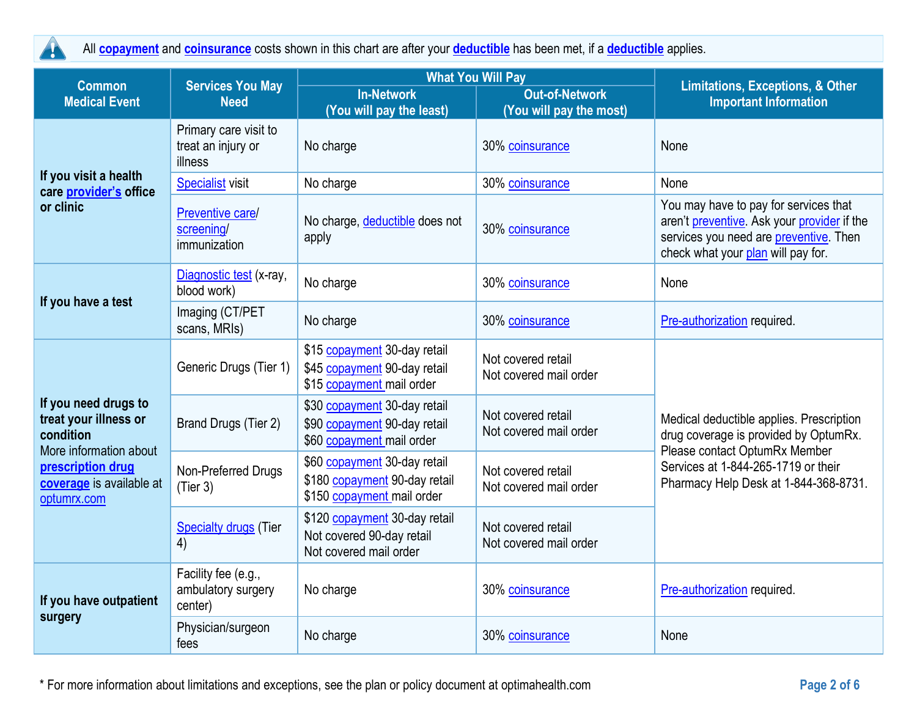All **copayment** and **coinsurance** costs shown in this chart are after your **deductible** has been met, if a **deductible** applies.

| Common Medical Event | Services You May Need | What You Will Pay | | Limitations, Exceptions, & Other Important Information |
|---|---|---|---|---|
| | | In-Network (You will pay the least) | Out-of-Network (You will pay the most) | |
| If you visit a health care provider's office or clinic | Primary care visit to treat an injury or illness | No charge | 30% coinsurance | None |
| | Specialist visit | No charge | 30% coinsurance | None |
| | Preventive care/ screening/ immunization | No charge, deductible does not apply | 30% coinsurance | You may have to pay for services that aren't preventive. Ask your provider if the services you need are preventive. Then check what your plan will pay for. |
| If you have a test | Diagnostic test (x-ray, blood work) | No charge | 30% coinsurance | None |
| | Imaging (CT/PET scans, MRIs) | No charge | 30% coinsurance | Pre-authorization required. |
| If you need drugs to treat your illness or condition More information about prescription drug coverage is available at optumrx.com | Generic Drugs (Tier 1) | $15 copayment 30-day retail<br>$45 copayment 90-day retail<br>$15 copayment mail order | Not covered retail<br>Not covered mail order | Medical deductible applies. Prescription drug coverage is provided by OptumRx. Please contact OptumRx Member Services at 1-844-265-1719 or their Pharmacy Help Desk at 1-844-368-8731. |
| | Brand Drugs (Tier 2) | $30 copayment 30-day retail<br>$90 copayment 90-day retail<br>$60 copayment mail order | Not covered retail<br>Not covered mail order | |
| | Non-Preferred Drugs (Tier 3) | $60 copayment 30-day retail<br>$180 copayment 90-day retail<br>$150 copayment mail order | Not covered retail<br>Not covered mail order | |
| | Specialty drugs (Tier 4) | $120 copayment 30-day retail<br>Not covered 90-day retail<br>Not covered mail order | Not covered retail<br>Not covered mail order | |
| If you have outpatient surgery | Facility fee (e.g., ambulatory surgery center) | No charge | 30% coinsurance | Pre-authorization required. |
| | Physician/surgeon fees | No charge | 30% coinsurance | None |

* For more information about limitations and exceptions, see the plan or policy document at optimahealth.com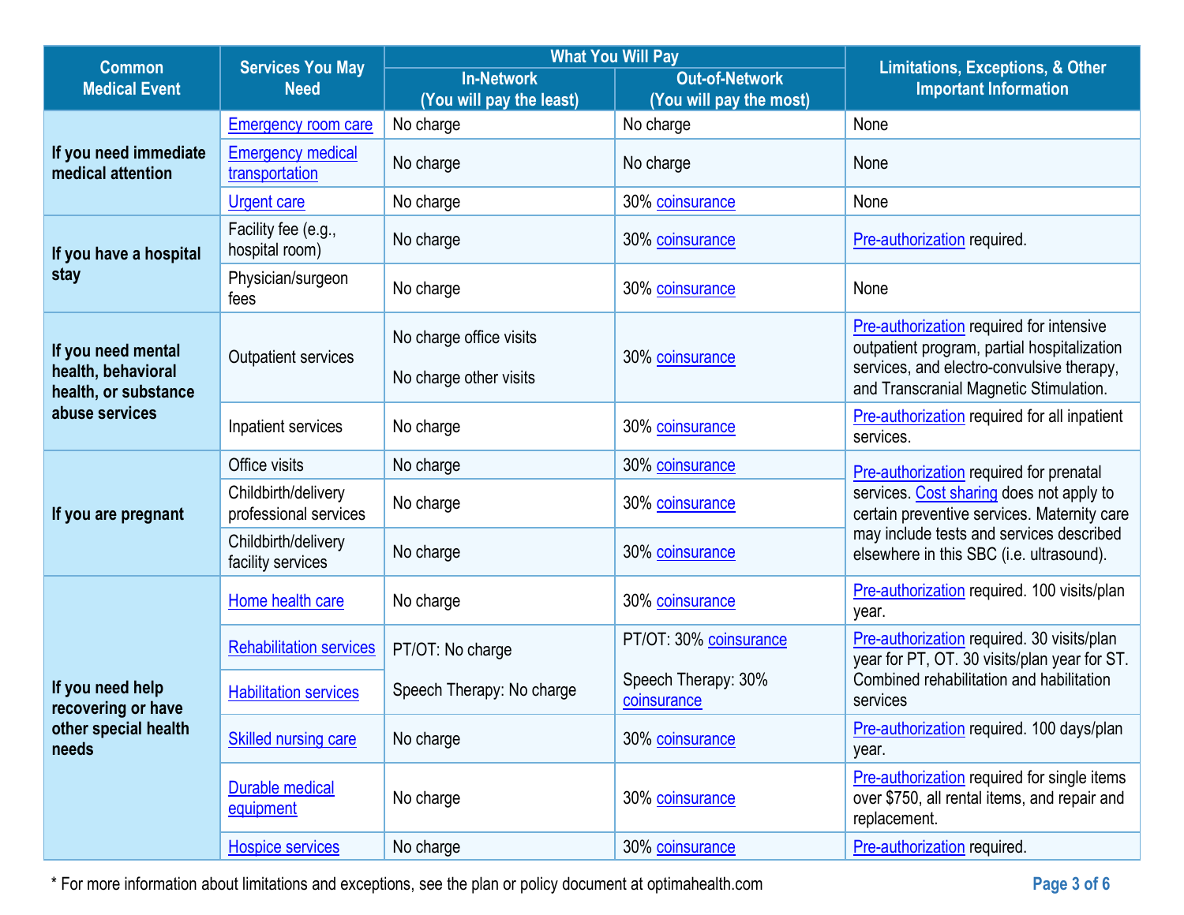| Common Medical Event | Services You May Need | What You Will Pay | | Limitations, Exceptions, & Other Important Information |
|---|---|---|---|---|
| | | In-Network (You will pay the least) | Out-of-Network (You will pay the most) | |
| If you need immediate medical attention | Emergency room care | No charge | No charge | None |
| | Emergency medical transportation | No charge | No charge | None |
| | Urgent care | No charge | 30% coinsurance | None |
| If you have a hospital stay | Facility fee (e.g., hospital room) | No charge | 30% coinsurance | Pre-authorization required. |
| | Physician/surgeon fees | No charge | 30% coinsurance | None |
| If you need mental health, behavioral health, or substance abuse services | Outpatient services | No charge office visits<br><br>No charge other visits | 30% coinsurance | Pre-authorization required for intensive outpatient program, partial hospitalization services, and electro-convulsive therapy, and Transcranial Magnetic Stimulation. |
| | Inpatient services | No charge | 30% coinsurance | Pre-authorization required for all inpatient services. |
| If you are pregnant | Office visits | No charge | 30% coinsurance | Pre-authorization required for prenatal services. Cost sharing does not apply to certain preventive services. Maternity care may include tests and services described elsewhere in this SBC (i.e. ultrasound). |
| | Childbirth/delivery professional services | No charge | 30% coinsurance | |
| | Childbirth/delivery facility services | No charge | 30% coinsurance | |
| If you need help recovering or have other special health needs | Home health care | No charge | 30% coinsurance | Pre-authorization required. 100 visits/plan year. |
| | Rehabilitation services<br><br>Habilitation services | PT/OT: No charge<br><br>Speech Therapy: No charge | PT/OT: 30% coinsurance<br><br>Speech Therapy: 30% coinsurance | Pre-authorization required. 30 visits/plan year for PT, OT. 30 visits/plan year for ST. Combined rehabilitation and habilitation services |
| | Skilled nursing care | No charge | 30% coinsurance | Pre-authorization required. 100 days/plan year. |
| | Durable medical equipment | No charge | 30% coinsurance | Pre-authorization required for single items over $750, all rental items, and repair and replacement. |
| | Hospice services | No charge | 30% coinsurance | Pre-authorization required. |

* For more information about limitations and exceptions, see the plan or policy document at optimahealth.com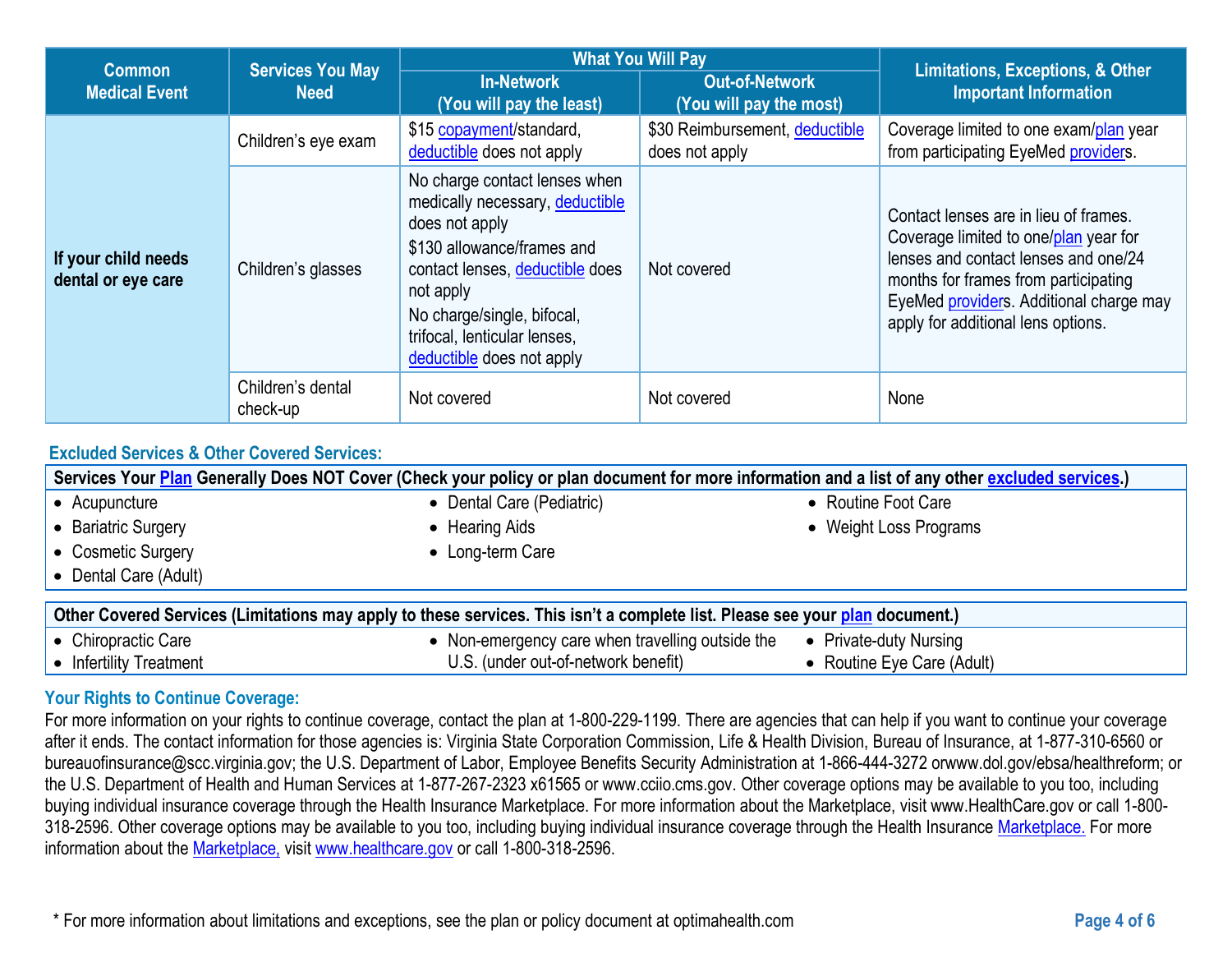| Common Medical Event | Services You May Need | What You Will Pay | | Limitations, Exceptions, & Other Important Information |
|---|---|---|---|---|
| | | In-Network (You will pay the least) | Out-of-Network (You will pay the most) | |
| If your child needs dental or eye care | Children's eye exam | $15 copayment/standard, deductible does not apply | $30 Reimbursement, deductible does not apply | Coverage limited to one exam/plan year from participating EyeMed providers. |
| | Children's glasses | No charge contact lenses when medically necessary, deductible does not apply<br>$130 allowance/frames and contact lenses, deductible does not apply<br>No charge/single, bifocal, trifocal, lenticular lenses, deductible does not apply | Not covered | Contact lenses are in lieu of frames. Coverage limited to one/plan year for lenses and contact lenses and one/24 months for frames from participating EyeMed providers. Additional charge may apply for additional lens options. |
| | Children's dental check-up | Not covered | Not covered | None |

## Excluded Services & Other Covered Services:

**Services Your Plan Generally Does NOT Cover (Check your policy or plan document for more information and a list of any other excluded services.)**

- Acupuncture
- Bariatric Surgery
- Cosmetic Surgery
- Dental Care (Adult)
- Dental Care (Pediatric)
- Hearing Aids
- Long-term Care
- Routine Foot Care
- Weight Loss Programs

**Other Covered Services (Limitations may apply to these services. This isn't a complete list. Please see your plan document.)**

- Chiropractic Care
- Infertility Treatment
- Non-emergency care when travelling outside the U.S. (under out-of-network benefit)
- Private-duty Nursing
- Routine Eye Care (Adult)

## Your Rights to Continue Coverage:

For more information on your rights to continue coverage, contact the plan at 1-800-229-1199. There are agencies that can help if you want to continue your coverage after it ends. The contact information for those agencies is: Virginia State Corporation Commission, Life & Health Division, Bureau of Insurance, at 1-877-310-6560 or bureauofinsurance@scc.virginia.gov; the U.S. Department of Labor, Employee Benefits Security Administration at 1-866-444-3272 orwww.dol.gov/ebsa/healthreform; or the U.S. Department of Health and Human Services at 1-877-267-2323 x61565 or www.cciio.cms.gov. Other coverage options may be available to you too, including buying individual insurance coverage through the Health Insurance Marketplace. For more information about the Marketplace, visit www.HealthCare.gov or call 1-800-318-2596. Other coverage options may be available to you too, including buying individual insurance coverage through the Health Insurance Marketplace. For more information about the Marketplace, visit www.healthcare.gov or call 1-800-318-2596.

* For more information about limitations and exceptions, see the plan or policy document at optimahealth.com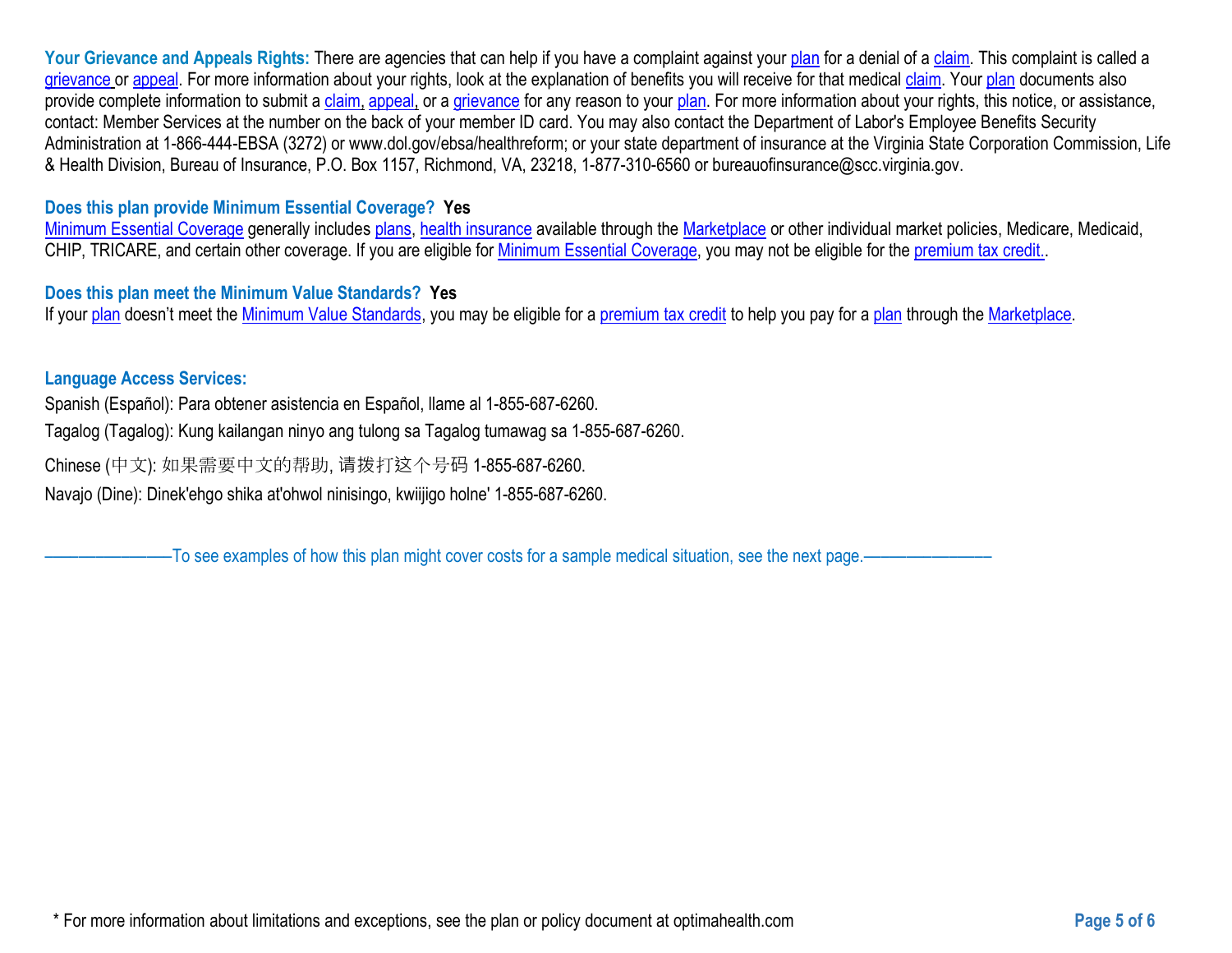**Your Grievance and Appeals Rights:** There are agencies that can help if you have a complaint against your plan for a denial of a claim. This complaint is called a grievance or appeal. For more information about your rights, look at the explanation of benefits you will receive for that medical claim. Your plan documents also provide complete information to submit a claim, appeal, or a grievance for any reason to your plan. For more information about your rights, this notice, or assistance, contact: Member Services at the number on the back of your member ID card. You may also contact the Department of Labor's Employee Benefits Security Administration at 1-866-444-EBSA (3272) or www.dol.gov/ebsa/healthreform; or your state department of insurance at the Virginia State Corporation Commission, Life & Health Division, Bureau of Insurance, P.O. Box 1157, Richmond, VA, 23218, 1-877-310-6560 or bureauofinsurance@scc.virginia.gov.

**Does this plan provide Minimum Essential Coverage? Yes**

Minimum Essential Coverage generally includes plans, health insurance available through the Marketplace or other individual market policies, Medicare, Medicaid, CHIP, TRICARE, and certain other coverage. If you are eligible for Minimum Essential Coverage, you may not be eligible for the premium tax credit..

**Does this plan meet the Minimum Value Standards? Yes**

If your plan doesn't meet the Minimum Value Standards, you may be eligible for a premium tax credit to help you pay for a plan through the Marketplace.

**Language Access Services:**

Spanish (Español): Para obtener asistencia en Español, llame al 1-855-687-6260.

Tagalog (Tagalog): Kung kailangan ninyo ang tulong sa Tagalog tumawag sa 1-855-687-6260.

Chinese (中文): 如果需要中文的帮助, 请拨打这个号码 1-855-687-6260.

Navajo (Dine): Dinek'ehgo shika at'ohwol ninisingo, kwiijigo holne' 1-855-687-6260.

——————To see examples of how this plan might cover costs for a sample medical situation, see the next page.——————

* For more information about limitations and exceptions, see the plan or policy document at optimahealth.com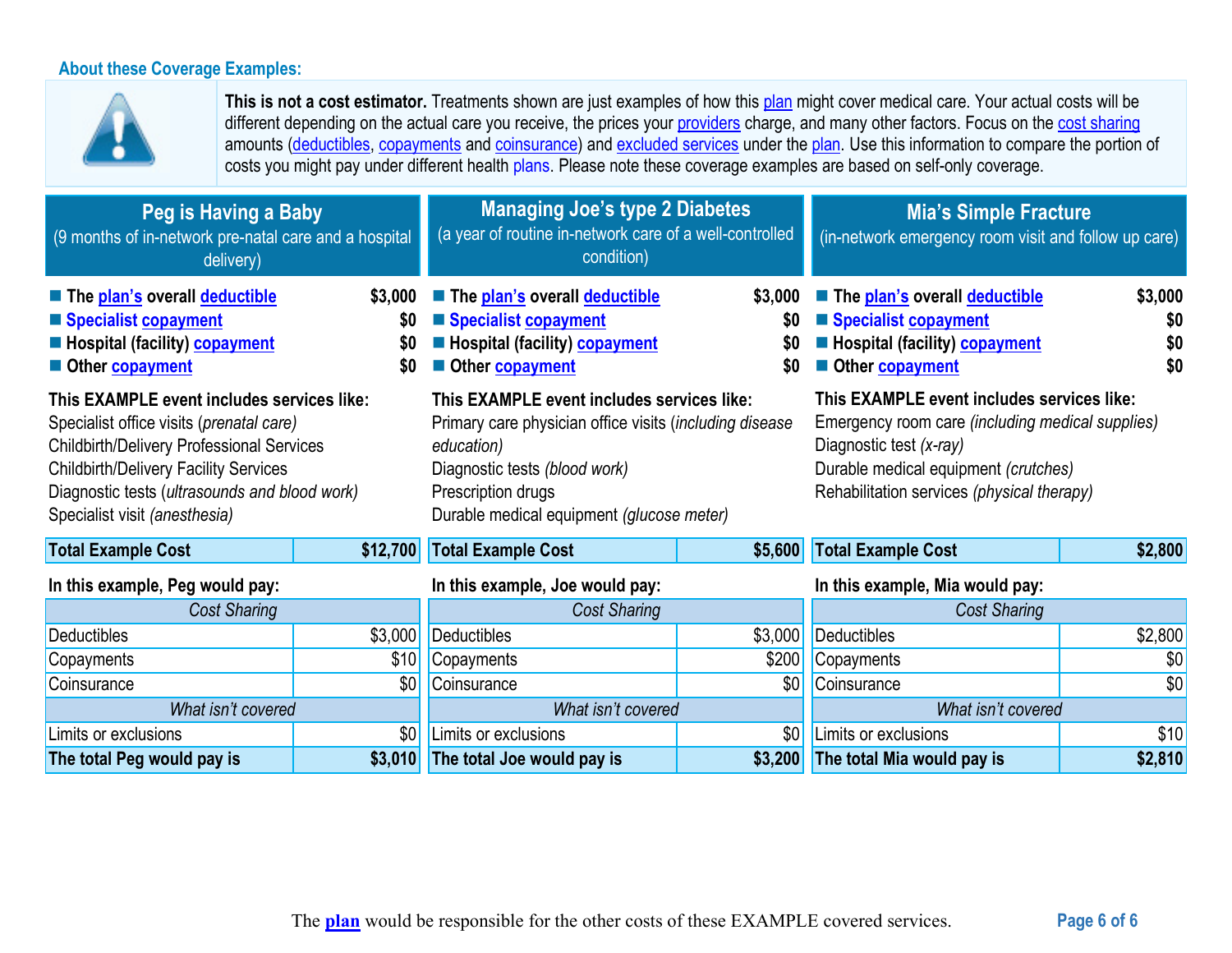### About these Coverage Examples:

**This is not a cost estimator.** Treatments shown are just examples of how this plan might cover medical care. Your actual costs will be different depending on the actual care you receive, the prices your providers charge, and many other factors. Focus on the cost sharing amounts (deductibles, copayments and coinsurance) and excluded services under the plan. Use this information to compare the portion of costs you might pay under different health plans. Please note these coverage examples are based on self-only coverage.

## Peg is Having a Baby
(9 months of in-network pre-natal care and a hospital delivery)

| | |
|---|---|
| ■ **The plan's overall deductible** | **$3,000** |
| ■ **Specialist copayment** | **$0** |
| ■ **Hospital (facility) copayment** | **$0** |
| ■ **Other copayment** | **$0** |

**This EXAMPLE event includes services like:**
Specialist office visits (*prenatal care*)
Childbirth/Delivery Professional Services
Childbirth/Delivery Facility Services
Diagnostic tests (*ultrasounds and blood work*)
Specialist visit *(anesthesia)*

| **Total Example Cost** | **$12,700** |
|---|---|

**In this example, Peg would pay:**

| *Cost Sharing* | |
|---|---|
| Deductibles | $3,000 |
| Copayments | $10 |
| Coinsurance | $0 |
| *What isn't covered* | |
| Limits or exclusions | $0 |
| **The total Peg would pay is** | **$3,010** |

## Managing Joe's type 2 Diabetes
(a year of routine in-network care of a well-controlled condition)

| | |
|---|---|
| ■ **The plan's overall deductible** | **$3,000** |
| ■ **Specialist copayment** | **$0** |
| ■ **Hospital (facility) copayment** | **$0** |
| ■ **Other copayment** | **$0** |

**This EXAMPLE event includes services like:**
Primary care physician office visits (*including disease education)*
Diagnostic tests *(blood work)*
Prescription drugs
Durable medical equipment *(glucose meter)*

| **Total Example Cost** | **$5,600** |
|---|---|

**In this example, Joe would pay:**

| *Cost Sharing* | |
|---|---|
| Deductibles | $3,000 |
| Copayments | $200 |
| Coinsurance | $0 |
| *What isn't covered* | |
| Limits or exclusions | $0 |
| **The total Joe would pay is** | **$3,200** |

## Mia's Simple Fracture
(in-network emergency room visit and follow up care)

| | |
|---|---|
| ■ **The plan's overall deductible** | **$3,000** |
| ■ **Specialist copayment** | **$0** |
| ■ **Hospital (facility) copayment** | **$0** |
| ■ **Other copayment** | **$0** |

**This EXAMPLE event includes services like:**
Emergency room care *(including medical supplies)*
Diagnostic test *(x-ray)*
Durable medical equipment *(crutches)*
Rehabilitation services *(physical therapy)*

| **Total Example Cost** | **$2,800** |
|---|---|

**In this example, Mia would pay:**

| *Cost Sharing* | |
|---|---|
| Deductibles | $2,800 |
| Copayments | $0 |
| Coinsurance | $0 |
| *What isn't covered* | |
| Limits or exclusions | $10 |
| **The total Mia would pay is** | **$2,810** |

The **plan** would be responsible for the other costs of these EXAMPLE covered services.